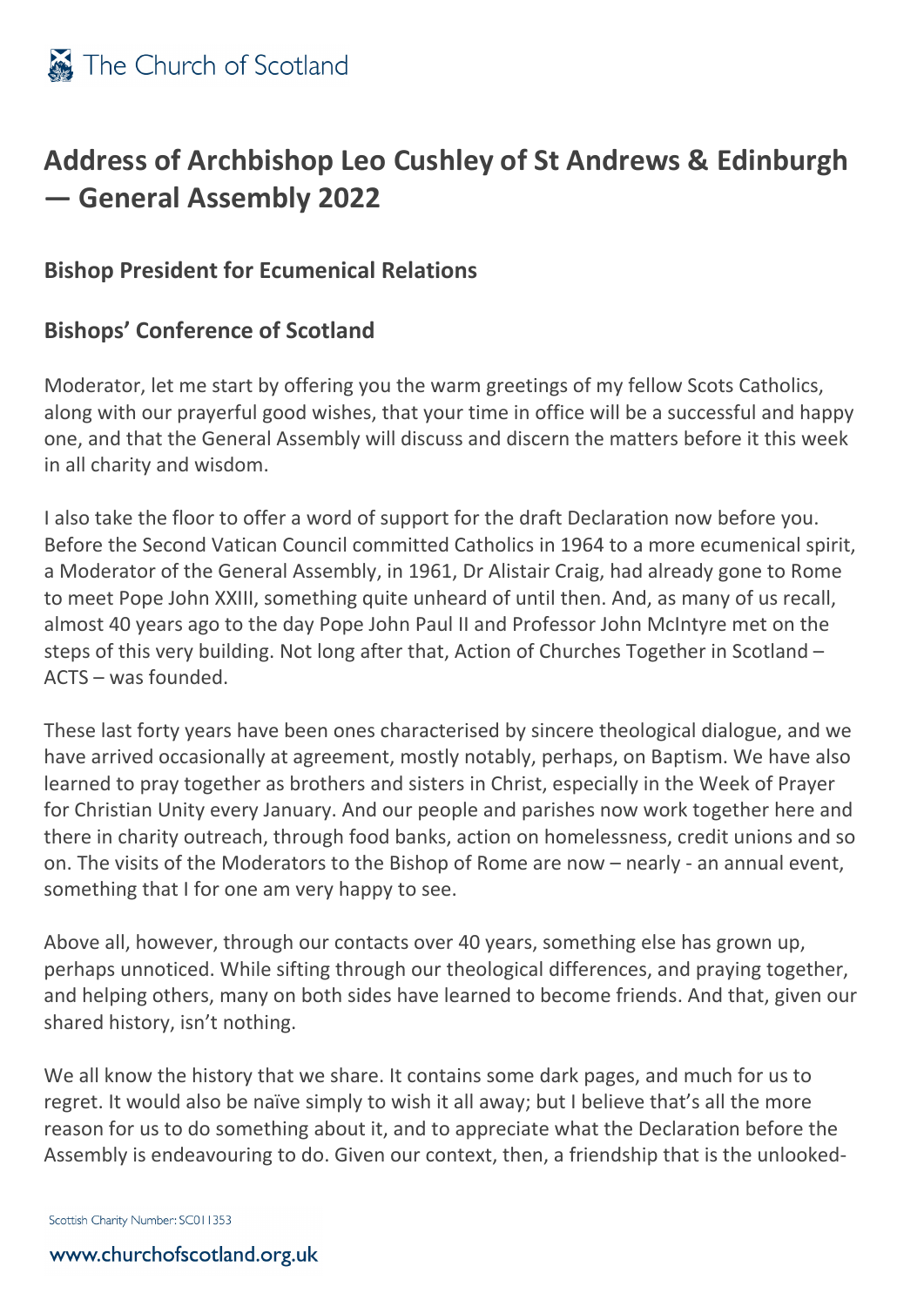# Address of Archbishop Leo Cushley of St Andrews & Edinburgh — General Assembly 2022

## Bishop President for Ecumenical Relations

## Bishops' Conference of Scotland

Moderator, let me start by offering you the warm greetings of my fellow Scots Catholics, along with our prayerful good wishes, that your time in office will be a successful and happy one, and that the General Assembly will discuss and discern the matters before it this week in all charity and wisdom.

I also take the floor to offer a word of support for the draft Declaration now before you. Before the Second Vatican Council committed Catholics in 1964 to a more ecumenical spirit, a Moderator of the General Assembly, in 1961, Dr Alistair Craig, had already gone to Rome to meet Pope John XXIII, something quite unheard of until then. And, as many of us recall, almost 40 years ago to the day Pope John Paul II and Professor John McIntyre met on the steps of this very building. Not long after that, Action of Churches Together in Scotland – ACTS – was founded.

These last forty years have been ones characterised by sincere theological dialogue, and we have arrived occasionally at agreement, mostly notably, perhaps, on Baptism. We have also learned to pray together as brothers and sisters in Christ, especially in the Week of Prayer for Christian Unity every January. And our people and parishes now work together here and there in charity outreach, through food banks, action on homelessness, credit unions and so on. The visits of the Moderators to the Bishop of Rome are now – nearly - an annual event, something that I for one am very happy to see.

Above all, however, through our contacts over 40 years, something else has grown up, perhaps unnoticed. While sifting through our theological differences, and praying together, and helping others, many on both sides have learned to become friends. And that, given our shared history, isn't nothing.

We all know the history that we share. It contains some dark pages, and much for us to regret. It would also be naïve simply to wish it all away; but I believe that's all the more reason for us to do something about it, and to appreciate what the Declaration before the Assembly is endeavouring to do. Given our context, then, a friendship that is the unlooked-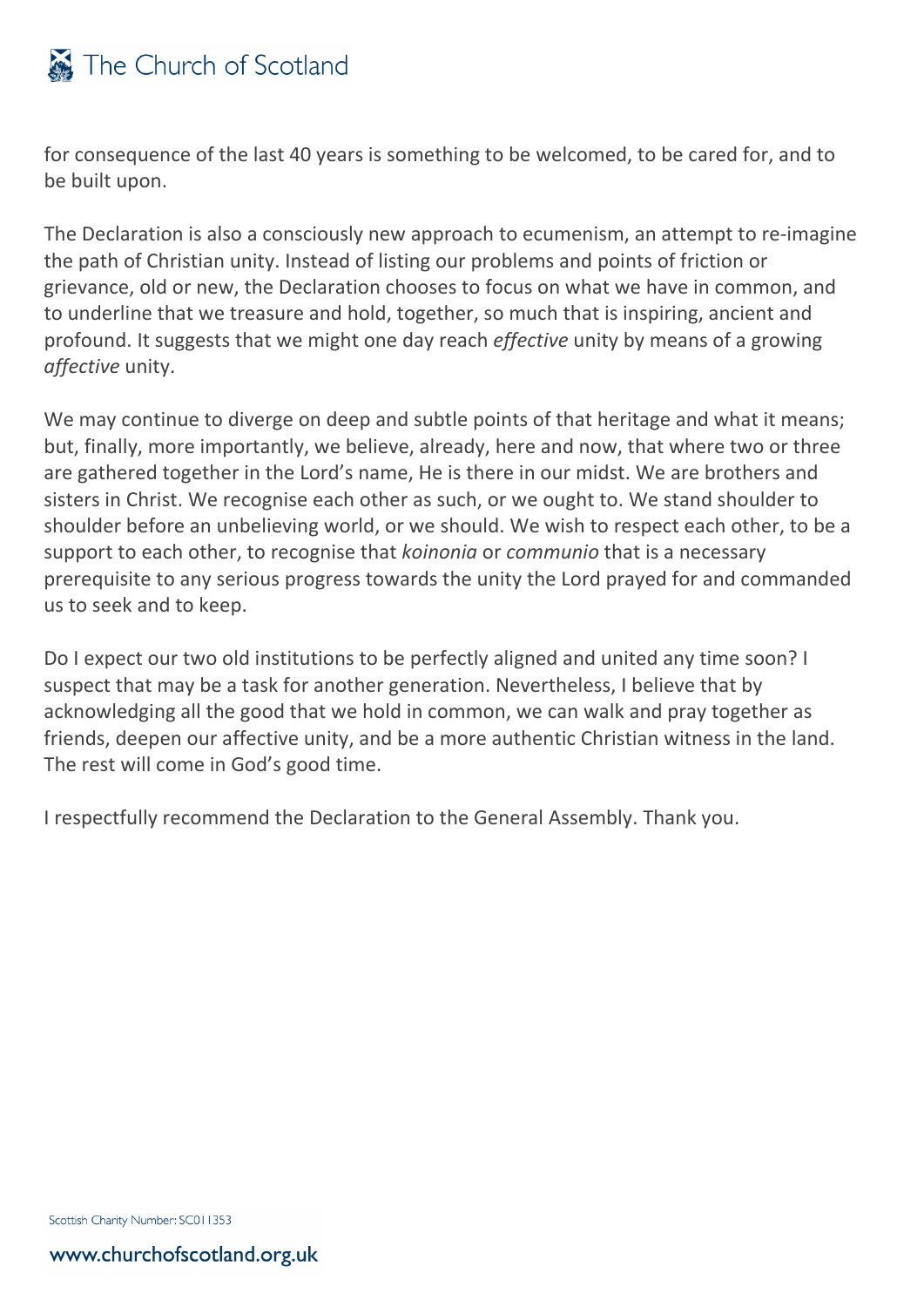for consequence of the last 40 years is something to be welcomed, to be cared for, and to be built upon.

The Declaration is also a consciously new approach to ecumenism, an attempt to re-imagine the path of Christian unity. Instead of listing our problems and points of friction or grievance, old or new, the Declaration chooses to focus on what we have in common, and to underline that we treasure and hold, together, so much that is inspiring, ancient and profound. It suggests that we might one day reach *effective* unity by means of a growing *affective* unity.

We may continue to diverge on deep and subtle points of that heritage and what it means; but, finally, more importantly, we believe, already, here and now, that where two or three are gathered together in the Lord's name, He is there in our midst. We are brothers and sisters in Christ. We recognise each other as such, or we ought to. We stand shoulder to shoulder before an unbelieving world, or we should. We wish to respect each other, to be a support to each other, to recognise that *koinonia* or *communio* that is a necessary prerequisite to any serious progress towards the unity the Lord prayed for and commanded us to seek and to keep.

Do I expect our two old institutions to be perfectly aligned and united any time soon? I suspect that may be a task for another generation. Nevertheless, I believe that by acknowledging all the good that we hold in common, we can walk and pray together as friends, deepen our affective unity, and be a more authentic Christian witness in the land. The rest will come in God's good time.

I respectfully recommend the Declaration to the General Assembly. Thank you.